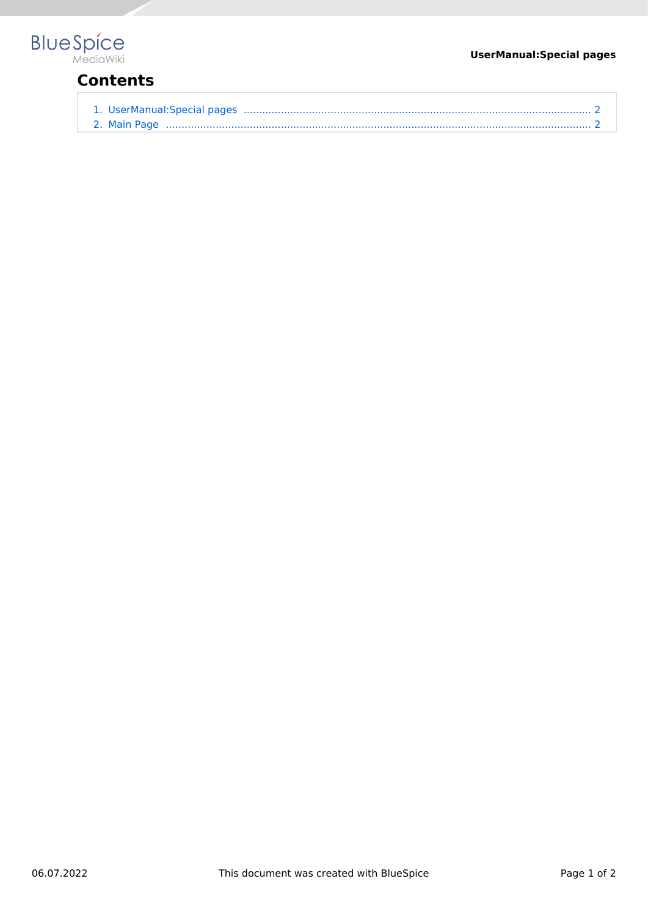# Contents

1. UserManual:Special pages ..................................................................................................................... 2
2. Main Page ............................................................................................................................................ 2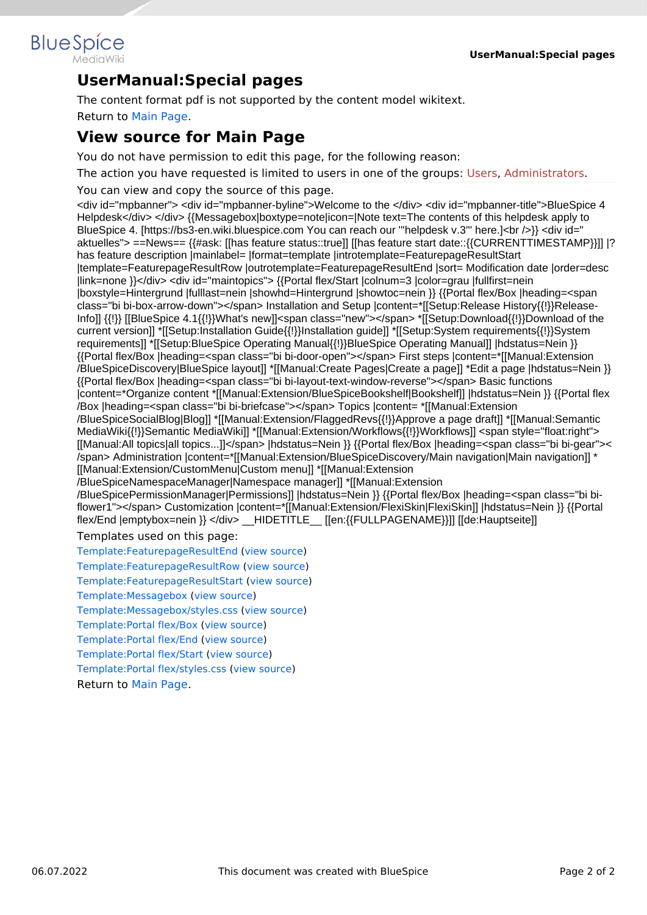# UserManual:Special pages

The content format pdf is not supported by the content model wikitext.

Return to Main Page.

## View source for Main Page

You do not have permission to edit this page, for the following reason:

The action you have requested is limited to users in one of the groups: Users, Administrators.

You can view and copy the source of this page.

<div id="mpbanner"> <div id="mpbanner-byline">Welcome to the </div> <div id="mpbanner-title">BlueSpice 4 Helpdesk</div> </div> {{Messagebox|boxtype=note|icon=|Note text=The contents of this helpdesk apply to BlueSpice 4. [https://bs3-en.wiki.bluespice.com You can reach our '''helpdesk v.3''' here.]<br />}} <div id=" aktuelles"> ==News== {{#ask: [[has feature status::true]] [[has feature start date::{{CURRENTTIMESTAMP}}]] |?has feature description |mainlabel= |format=template |introtemplate=FeaturepageResultStart |template=FeaturepageResultRow |outrotemplate=FeaturepageResultEnd |sort= Modification date |order=desc |link=none }}</div> <div id="maintopics"> {{Portal flex/Start |colnum=3 |color=grau |fullfirst=nein |boxstyle=Hintergrund |fulllast=nein |showhd=Hintergrund |showtoc=nein }} {{Portal flex/Box |heading=<span class="bi bi-box-arrow-down"></span> Installation and Setup |content=*[[Setup:Release History{{!}}Release-Info]] {{!}} [[BlueSpice 4.1{{!}}What's new]]<span class="new"></span> *[[Setup:Download{{!}}Download of the current version]] *[[Setup:Installation Guide{{!}}Installation guide]] *[[Setup:System requirements{{!}}System requirements]] *[[Setup:BlueSpice Operating Manual{{!}}BlueSpice Operating Manual]] |hdstatus=Nein }} {{Portal flex/Box |heading=<span class="bi bi-door-open"></span> First steps |content=*[[Manual:Extension /BlueSpiceDiscovery|BlueSpice layout]] *[[Manual:Create Pages|Create a page]] *Edit a page |hdstatus=Nein }} {{Portal flex/Box |heading=<span class="bi bi-layout-text-window-reverse"></span> Basic functions |content=*Organize content *[[Manual:Extension/BlueSpiceBookshelf|Bookshelf]] |hdstatus=Nein }} {{Portal flex /Box |heading=<span class="bi bi-briefcase"></span> Topics |content= *[[Manual:Extension /BlueSpiceSocialBlog|Blog]] *[[Manual:Extension/FlaggedRevs{{!}}Approve a page draft]] *[[Manual:Semantic MediaWiki{{!}}Semantic MediaWiki]] *[[Manual:Extension/Workflows{{!}}Workflows]] <span style="float:right"> [[Manual:All topics|all topics...]]</span> |hdstatus=Nein }} {{Portal flex/Box |heading=<span class="bi bi-gear">< /span> Administration |content=*[[Manual:Extension/BlueSpiceDiscovery/Main navigation|Main navigation]] * [[Manual:Extension/CustomMenu|Custom menu]] *[[Manual:Extension /BlueSpiceNamespaceManager|Namespace manager]] *[[Manual:Extension /BlueSpicePermissionManager|Permissions]] |hdstatus=Nein }} {{Portal flex/Box |heading=<span class="bi bi-flower1"></span> Customization |content=*[[Manual:Extension/FlexiSkin|FlexiSkin]] |hdstatus=Nein }} {{Portal flex/End |emptybox=nein }} </div> __HIDETITLE__ [[en:{{FULLPAGENAME}}]] [[de:Hauptseite]]

Templates used on this page:

- Template:FeaturepageResultEnd (view source)
- Template:FeaturepageResultRow (view source)
- Template:FeaturepageResultStart (view source)
- Template:Messagebox (view source)
- Template:Messagebox/styles.css (view source)
- Template:Portal flex/Box (view source)
- Template:Portal flex/End (view source)
- Template:Portal flex/Start (view source)
- Template:Portal flex/styles.css (view source)

Return to Main Page.